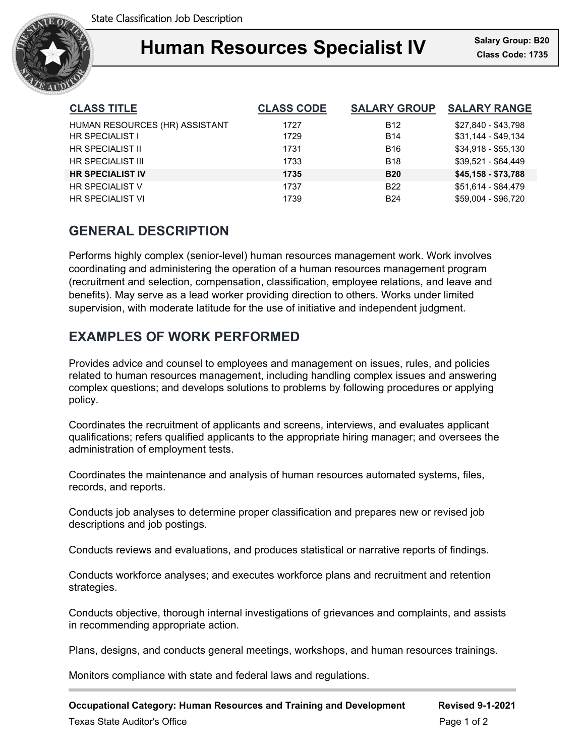State Classification Job Description

# Human Resources Specialist IV

**Salary Group: B20**
**Class Code: 1735**

| CLASS TITLE | CLASS CODE | SALARY GROUP | SALARY RANGE |
|---|---|---|---|
| HUMAN RESOURCES (HR) ASSISTANT | 1727 | B12 | $27,840 - $43,798 |
| HR SPECIALIST I | 1729 | B14 | $31,144 - $49,134 |
| HR SPECIALIST II | 1731 | B16 | $34,918 - $55,130 |
| HR SPECIALIST III | 1733 | B18 | $39,521 - $64,449 |
| **HR SPECIALIST IV** | **1735** | **B20** | **$45,158 - $73,788** |
| HR SPECIALIST V | 1737 | B22 | $51,614 - $84,479 |
| HR SPECIALIST VI | 1739 | B24 | $59,004 - $96,720 |

## GENERAL DESCRIPTION

Performs highly complex (senior-level) human resources management work. Work involves coordinating and administering the operation of a human resources management program (recruitment and selection, compensation, classification, employee relations, and leave and benefits). May serve as a lead worker providing direction to others. Works under limited supervision, with moderate latitude for the use of initiative and independent judgment.

## EXAMPLES OF WORK PERFORMED

Provides advice and counsel to employees and management on issues, rules, and policies related to human resources management, including handling complex issues and answering complex questions; and develops solutions to problems by following procedures or applying policy.

Coordinates the recruitment of applicants and screens, interviews, and evaluates applicant qualifications; refers qualified applicants to the appropriate hiring manager; and oversees the administration of employment tests.

Coordinates the maintenance and analysis of human resources automated systems, files, records, and reports.

Conducts job analyses to determine proper classification and prepares new or revised job descriptions and job postings.

Conducts reviews and evaluations, and produces statistical or narrative reports of findings.

Conducts workforce analyses; and executes workforce plans and recruitment and retention strategies.

Conducts objective, thorough internal investigations of grievances and complaints, and assists in recommending appropriate action.

Plans, designs, and conducts general meetings, workshops, and human resources trainings.

Monitors compliance with state and federal laws and regulations.

**Occupational Category: Human Resources and Training and Development** **Revised 9-1-2021**

Texas State Auditor's Office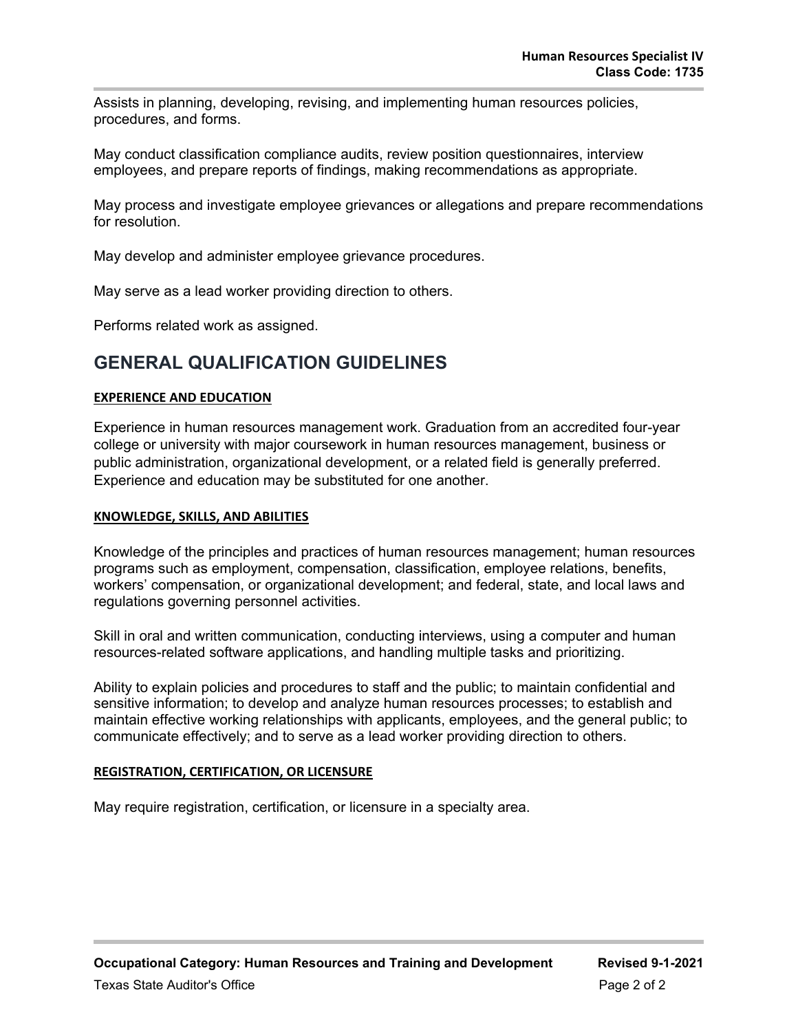Assists in planning, developing, revising, and implementing human resources policies, procedures, and forms.

May conduct classification compliance audits, review position questionnaires, interview employees, and prepare reports of findings, making recommendations as appropriate.

May process and investigate employee grievances or allegations and prepare recommendations for resolution.

May develop and administer employee grievance procedures.

May serve as a lead worker providing direction to others.

Performs related work as assigned.

## GENERAL QUALIFICATION GUIDELINES

### EXPERIENCE AND EDUCATION

Experience in human resources management work. Graduation from an accredited four-year college or university with major coursework in human resources management, business or public administration, organizational development, or a related field is generally preferred. Experience and education may be substituted for one another.

### KNOWLEDGE, SKILLS, AND ABILITIES

Knowledge of the principles and practices of human resources management; human resources programs such as employment, compensation, classification, employee relations, benefits, workers' compensation, or organizational development; and federal, state, and local laws and regulations governing personnel activities.

Skill in oral and written communication, conducting interviews, using a computer and human resources-related software applications, and handling multiple tasks and prioritizing.

Ability to explain policies and procedures to staff and the public; to maintain confidential and sensitive information; to develop and analyze human resources processes; to establish and maintain effective working relationships with applicants, employees, and the general public; to communicate effectively; and to serve as a lead worker providing direction to others.

### REGISTRATION, CERTIFICATION, OR LICENSURE

May require registration, certification, or licensure in a specialty area.